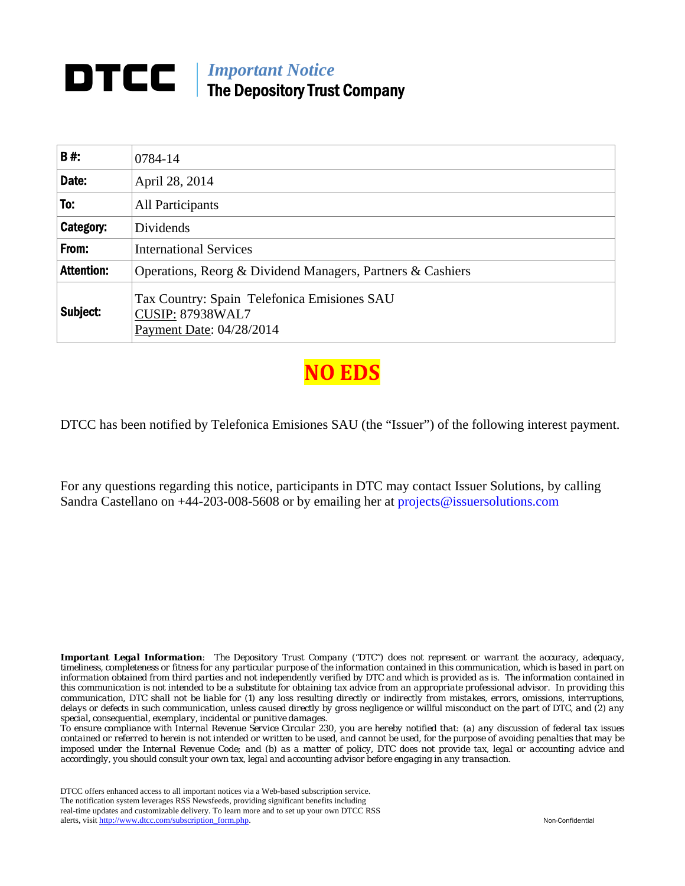# DTCC

*Important Notice*
**The Depository Trust Company**

| **B #:** | 0784-14 |
|---|---|
| **Date:** | April 28, 2014 |
| **To:** | All Participants |
| **Category:** | Dividends |
| **From:** | International Services |
| **Attention:** | Operations, Reorg & Dividend Managers, Partners & Cashiers |
| **Subject:** | Tax Country: Spain Telefonica Emisiones SAU<br>CUSIP: 87938WAL7<br>Payment Date: 04/28/2014 |

**NO EDS**

DTCC has been notified by Telefonica Emisiones SAU (the "Issuer") of the following interest payment.

For any questions regarding this notice, participants in DTC may contact Issuer Solutions, by calling Sandra Castellano on +44-203-008-5608 or by emailing her at projects@issuersolutions.com

***Important Legal Information***: The Depository Trust Company ("DTC") does not represent or warrant the accuracy, adequacy, timeliness, completeness or fitness for any particular purpose of the information contained in this communication, which is based in part on information obtained from third parties and not independently verified by DTC and which is provided as is. The information contained in this communication is not intended to be a substitute for obtaining tax advice from an appropriate professional advisor. In providing this communication, DTC shall not be liable for (1) any loss resulting directly or indirectly from mistakes, errors, omissions, interruptions, delays or defects in such communication, unless caused directly by gross negligence or willful misconduct on the part of DTC, and (2) any special, consequential, exemplary, incidental or punitive damages.
To ensure compliance with Internal Revenue Service Circular 230, you are hereby notified that: (a) any discussion of federal tax issues contained or referred to herein is not intended or written to be used, and cannot be used, for the purpose of avoiding penalties that may be imposed under the Internal Revenue Code; and (b) as a matter of policy, DTC does not provide tax, legal or accounting advice and accordingly, you should consult your own tax, legal and accounting advisor before engaging in any transaction.

DTCC offers enhanced access to all important notices via a Web-based subscription service. The notification system leverages RSS Newsfeeds, providing significant benefits including real-time updates and customizable delivery. To learn more and to set up your own DTCC RSS alerts, visit http://www.dtcc.com/subscription_form.php.

Non-Confidential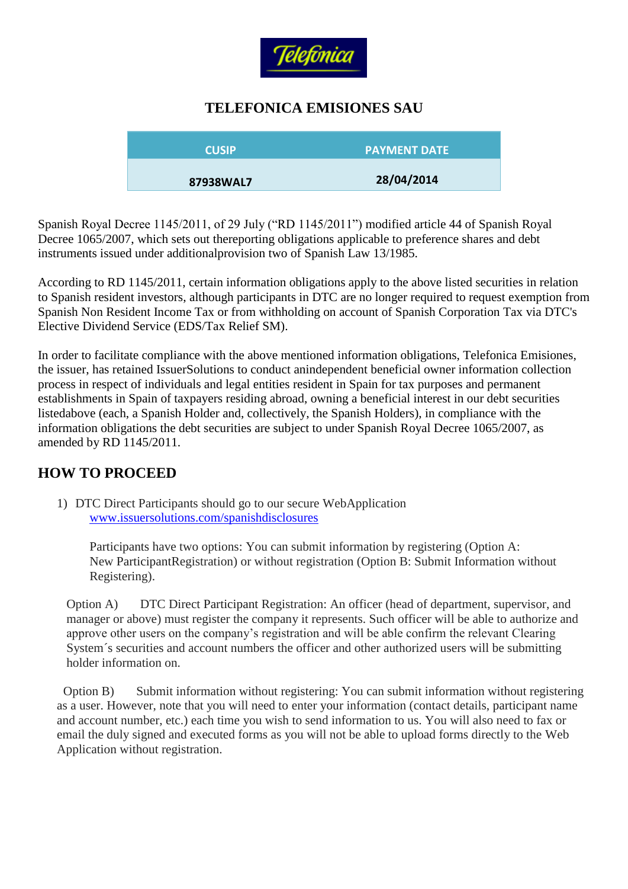**Telefonica**

## TELEFONICA EMISIONES SAU

| CUSIP | PAYMENT DATE |
|---|---|
| 87938WAL7 | 28/04/2014 |

Spanish Royal Decree 1145/2011, of 29 July ("RD 1145/2011") modified article 44 of Spanish Royal Decree 1065/2007, which sets out thereporting obligations applicable to preference shares and debt instruments issued under additionalprovision two of Spanish Law 13/1985.

According to RD 1145/2011, certain information obligations apply to the above listed securities in relation to Spanish resident investors, although participants in DTC are no longer required to request exemption from Spanish Non Resident Income Tax or from withholding on account of Spanish Corporation Tax via DTC's Elective Dividend Service (EDS/Tax Relief SM).

In order to facilitate compliance with the above mentioned information obligations, Telefonica Emisiones, the issuer, has retained IssuerSolutions to conduct anindependent beneficial owner information collection process in respect of individuals and legal entities resident in Spain for tax purposes and permanent establishments in Spain of taxpayers residing abroad, owning a beneficial interest in our debt securities listedabove (each, a Spanish Holder and, collectively, the Spanish Holders), in compliance with the information obligations the debt securities are subject to under Spanish Royal Decree 1065/2007, as amended by RD 1145/2011.

## HOW TO PROCEED

1) DTC Direct Participants should go to our secure WebApplication [www.issuersolutions.com/spanishdisclosures](www.issuersolutions.com/spanishdisclosures)

   Participants have two options: You can submit information by registering (Option A: New ParticipantRegistration) or without registration (Option B: Submit Information without Registering).

   Option A) DTC Direct Participant Registration: An officer (head of department, supervisor, and manager or above) must register the company it represents. Such officer will be able to authorize and approve other users on the company's registration and will be able confirm the relevant Clearing System´s securities and account numbers the officer and other authorized users will be submitting holder information on.

   Option B) Submit information without registering: You can submit information without registering as a user. However, note that you will need to enter your information (contact details, participant name and account number, etc.) each time you wish to send information to us. You will also need to fax or email the duly signed and executed forms as you will not be able to upload forms directly to the Web Application without registration.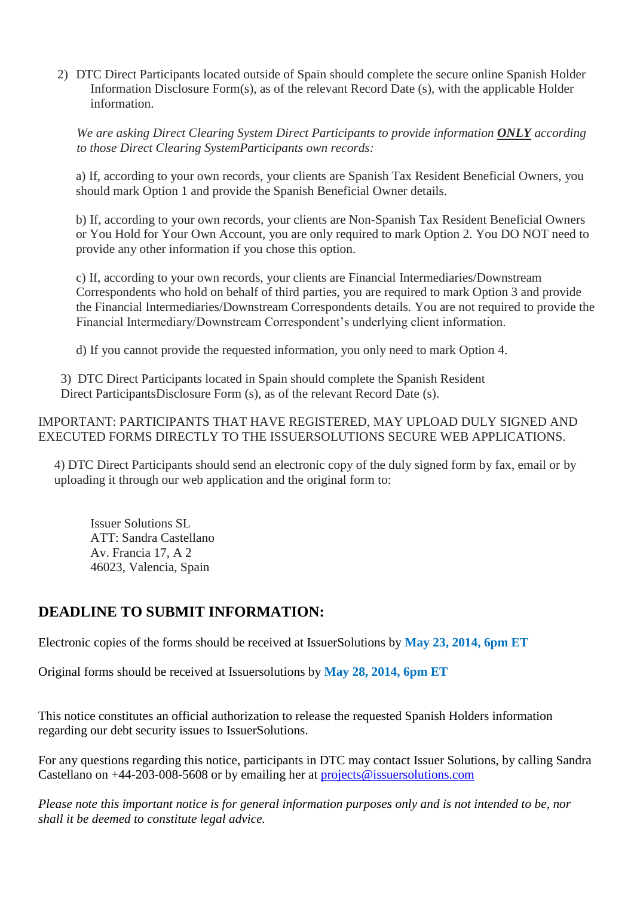2) DTC Direct Participants located outside of Spain should complete the secure online Spanish Holder Information Disclosure Form(s), as of the relevant Record Date (s), with the applicable Holder information.

*We are asking Direct Clearing System Direct Participants to provide information* ***ONLY*** *according to those Direct Clearing SystemParticipants own records:*

a) If, according to your own records, your clients are Spanish Tax Resident Beneficial Owners, you should mark Option 1 and provide the Spanish Beneficial Owner details.

b) If, according to your own records, your clients are Non-Spanish Tax Resident Beneficial Owners or You Hold for Your Own Account, you are only required to mark Option 2. You DO NOT need to provide any other information if you chose this option.

c) If, according to your own records, your clients are Financial Intermediaries/Downstream Correspondents who hold on behalf of third parties, you are required to mark Option 3 and provide the Financial Intermediaries/Downstream Correspondents details. You are not required to provide the Financial Intermediary/Downstream Correspondent's underlying client information.

d) If you cannot provide the requested information, you only need to mark Option 4.

3) DTC Direct Participants located in Spain should complete the Spanish Resident Direct ParticipantsDisclosure Form (s), as of the relevant Record Date (s).

IMPORTANT: PARTICIPANTS THAT HAVE REGISTERED, MAY UPLOAD DULY SIGNED AND EXECUTED FORMS DIRECTLY TO THE ISSUERSOLUTIONS SECURE WEB APPLICATIONS.

4) DTC Direct Participants should send an electronic copy of the duly signed form by fax, email or by uploading it through our web application and the original form to:

Issuer Solutions SL
ATT: Sandra Castellano
Av. Francia 17, A 2
46023, Valencia, Spain

## DEADLINE TO SUBMIT INFORMATION:

Electronic copies of the forms should be received at IssuerSolutions by **May 23, 2014, 6pm ET**

Original forms should be received at Issuersolutions by **May 28, 2014, 6pm ET**

This notice constitutes an official authorization to release the requested Spanish Holders information regarding our debt security issues to IssuerSolutions.

For any questions regarding this notice, participants in DTC may contact Issuer Solutions, by calling Sandra Castellano on +44-203-008-5608 or by emailing her at projects@issuersolutions.com

*Please note this important notice is for general information purposes only and is not intended to be, nor shall it be deemed to constitute legal advice.*